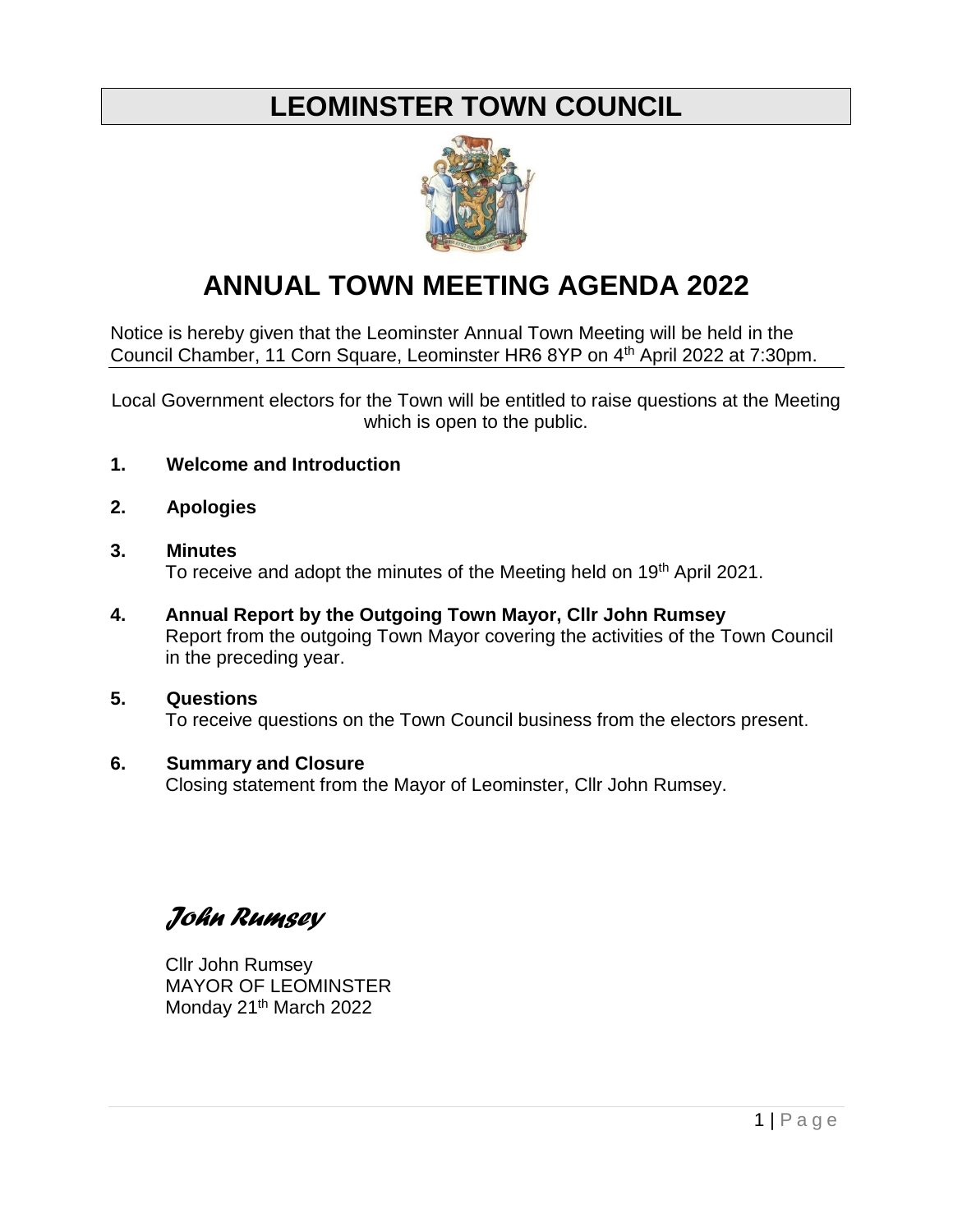# LEOMINSTER TOWN COUNCIL

## ANNUAL TOWN MEETING AGENDA 2022

Notice is hereby given that the Leominster Annual Town Meeting will be held in the Council Chamber, 11 Corn Square, Leominster HR6 8YP on 4th April 2022 at 7:30pm.

Local Government electors for the Town will be entitled to raise questions at the Meeting which is open to the public.

**1. Welcome and Introduction**

**2. Apologies**

**3. Minutes**
To receive and adopt the minutes of the Meeting held on 19th April 2021.

**4. Annual Report by the Outgoing Town Mayor, Cllr John Rumsey**
Report from the outgoing Town Mayor covering the activities of the Town Council in the preceding year.

**5. Questions**
To receive questions on the Town Council business from the electors present.

**6. Summary and Closure**
Closing statement from the Mayor of Leominster, Cllr John Rumsey.

*John Rumsey*

Cllr John Rumsey
MAYOR OF LEOMINSTER
Monday 21th March 2022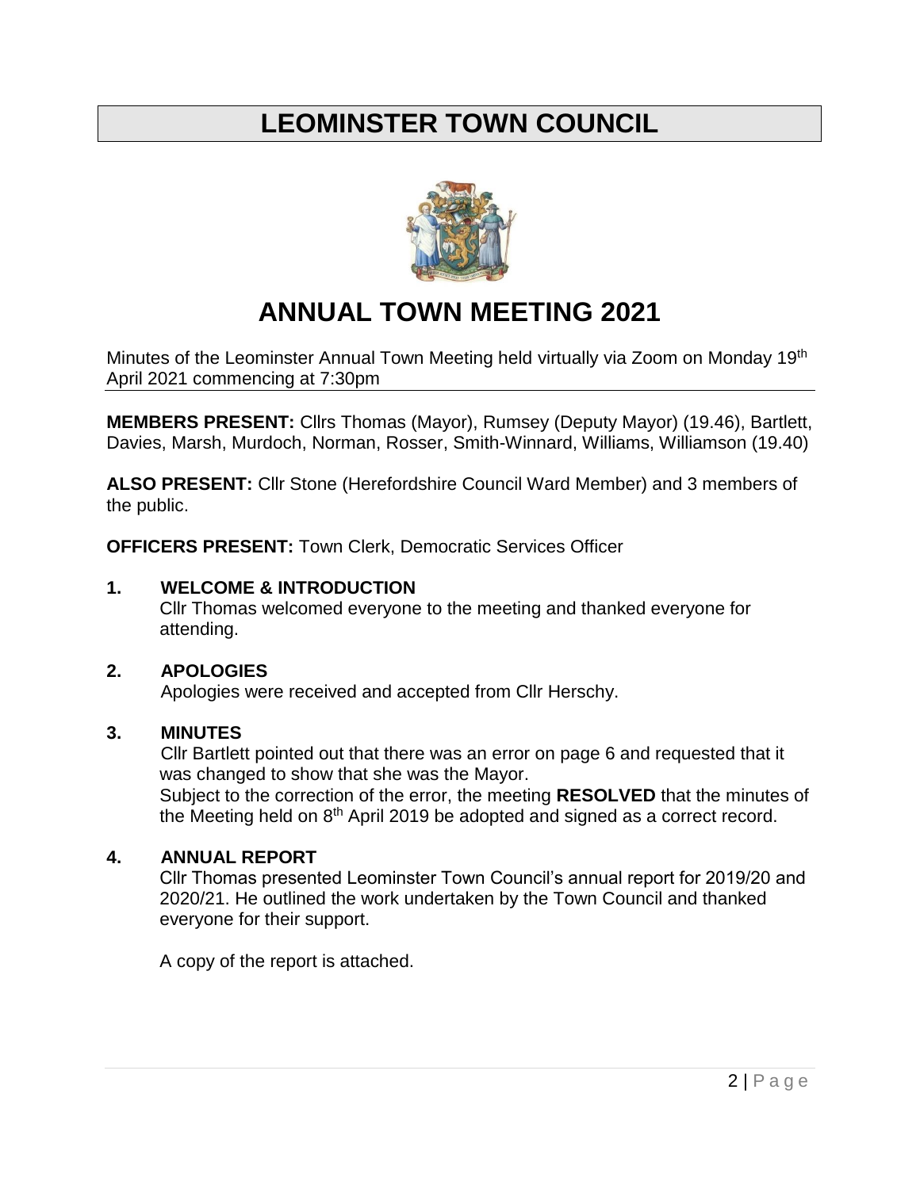# LEOMINSTER TOWN COUNCIL

## ANNUAL TOWN MEETING 2021

Minutes of the Leominster Annual Town Meeting held virtually via Zoom on Monday 19th April 2021 commencing at 7:30pm

**MEMBERS PRESENT:** Cllrs Thomas (Mayor), Rumsey (Deputy Mayor) (19.46), Bartlett, Davies, Marsh, Murdoch, Norman, Rosser, Smith-Winnard, Williams, Williamson (19.40)

**ALSO PRESENT:** Cllr Stone (Herefordshire Council Ward Member) and 3 members of the public.

**OFFICERS PRESENT:** Town Clerk, Democratic Services Officer

**1. WELCOME & INTRODUCTION**

Cllr Thomas welcomed everyone to the meeting and thanked everyone for attending.

**2. APOLOGIES**

Apologies were received and accepted from Cllr Herschy.

**3. MINUTES**

Cllr Bartlett pointed out that there was an error on page 6 and requested that it was changed to show that she was the Mayor.

Subject to the correction of the error, the meeting **RESOLVED** that the minutes of the Meeting held on 8th April 2019 be adopted and signed as a correct record.

**4. ANNUAL REPORT**

Cllr Thomas presented Leominster Town Council's annual report for 2019/20 and 2020/21. He outlined the work undertaken by the Town Council and thanked everyone for their support.

A copy of the report is attached.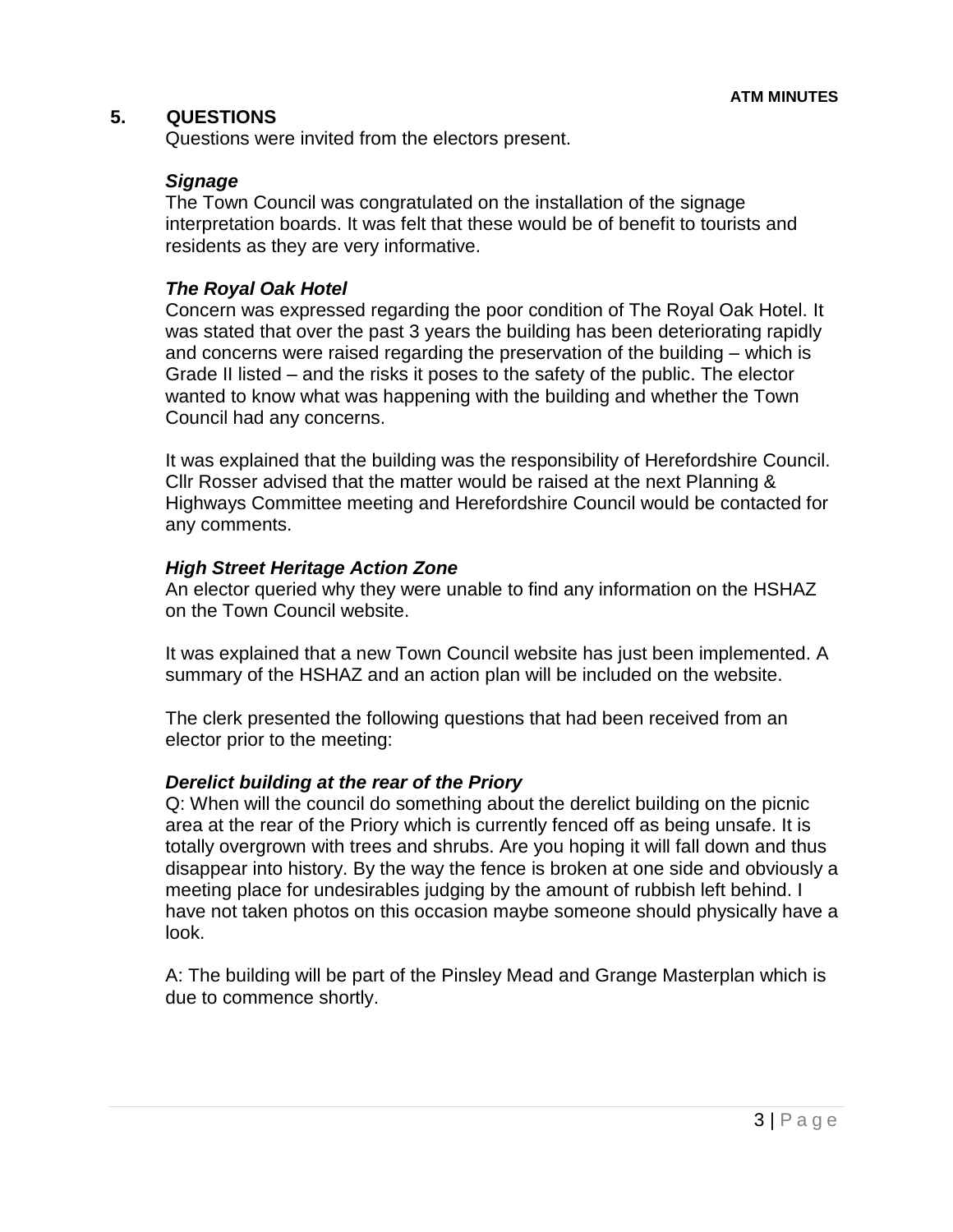## 5. QUESTIONS

Questions were invited from the electors present.

### *Signage*

The Town Council was congratulated on the installation of the signage interpretation boards. It was felt that these would be of benefit to tourists and residents as they are very informative.

### *The Royal Oak Hotel*

Concern was expressed regarding the poor condition of The Royal Oak Hotel. It was stated that over the past 3 years the building has been deteriorating rapidly and concerns were raised regarding the preservation of the building – which is Grade II listed – and the risks it poses to the safety of the public. The elector wanted to know what was happening with the building and whether the Town Council had any concerns.

It was explained that the building was the responsibility of Herefordshire Council. Cllr Rosser advised that the matter would be raised at the next Planning & Highways Committee meeting and Herefordshire Council would be contacted for any comments.

### *High Street Heritage Action Zone*

An elector queried why they were unable to find any information on the HSHAZ on the Town Council website.

It was explained that a new Town Council website has just been implemented. A summary of the HSHAZ and an action plan will be included on the website.

The clerk presented the following questions that had been received from an elector prior to the meeting:

### *Derelict building at the rear of the Priory*

Q: When will the council do something about the derelict building on the picnic area at the rear of the Priory which is currently fenced off as being unsafe. It is totally overgrown with trees and shrubs. Are you hoping it will fall down and thus disappear into history. By the way the fence is broken at one side and obviously a meeting place for undesirables judging by the amount of rubbish left behind. I have not taken photos on this occasion maybe someone should physically have a look.

A: The building will be part of the Pinsley Mead and Grange Masterplan which is due to commence shortly.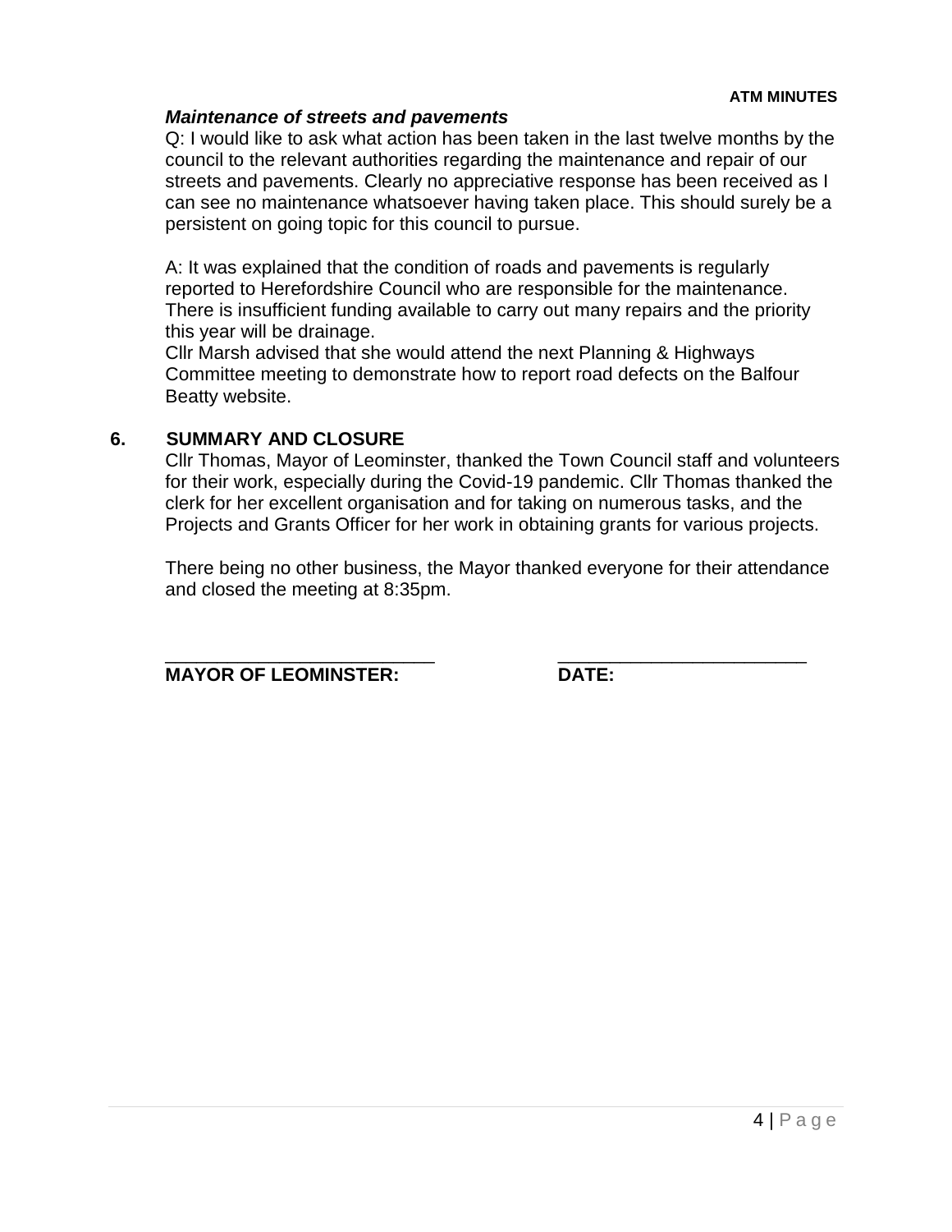***Maintenance of streets and pavements***

Q: I would like to ask what action has been taken in the last twelve months by the council to the relevant authorities regarding the maintenance and repair of our streets and pavements. Clearly no appreciative response has been received as I can see no maintenance whatsoever having taken place. This should surely be a persistent on going topic for this council to pursue.

A: It was explained that the condition of roads and pavements is regularly reported to Herefordshire Council who are responsible for the maintenance. There is insufficient funding available to carry out many repairs and the priority this year will be drainage.
Cllr Marsh advised that she would attend the next Planning & Highways Committee meeting to demonstrate how to report road defects on the Balfour Beatty website.

## 6. SUMMARY AND CLOSURE

Cllr Thomas, Mayor of Leominster, thanked the Town Council staff and volunteers for their work, especially during the Covid-19 pandemic. Cllr Thomas thanked the clerk for her excellent organisation and for taking on numerous tasks, and the Projects and Grants Officer for her work in obtaining grants for various projects.

There being no other business, the Mayor thanked everyone for their attendance and closed the meeting at 8:35pm.

__________________________ __________________________

**MAYOR OF LEOMINSTER:** **DATE:**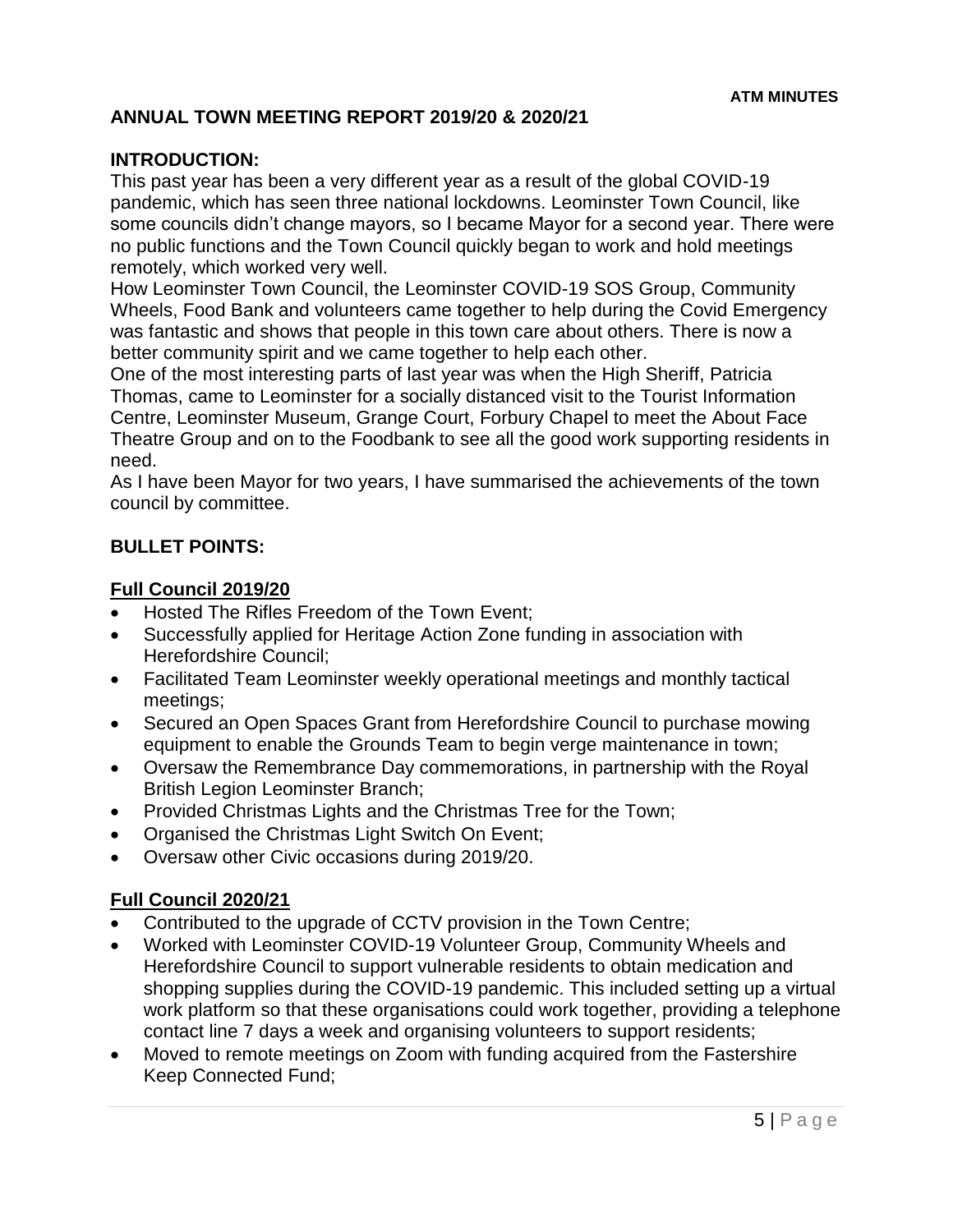**ATM MINUTES**

## ANNUAL TOWN MEETING REPORT 2019/20 & 2020/21

### INTRODUCTION:

This past year has been a very different year as a result of the global COVID-19 pandemic, which has seen three national lockdowns. Leominster Town Council, like some councils didn't change mayors, so I became Mayor for a second year. There were no public functions and the Town Council quickly began to work and hold meetings remotely, which worked very well.

How Leominster Town Council, the Leominster COVID-19 SOS Group, Community Wheels, Food Bank and volunteers came together to help during the Covid Emergency was fantastic and shows that people in this town care about others. There is now a better community spirit and we came together to help each other.

One of the most interesting parts of last year was when the High Sheriff, Patricia Thomas, came to Leominster for a socially distanced visit to the Tourist Information Centre, Leominster Museum, Grange Court, Forbury Chapel to meet the About Face Theatre Group and on to the Foodbank to see all the good work supporting residents in need.

As I have been Mayor for two years, I have summarised the achievements of the town council by committee.

### BULLET POINTS:

#### Full Council 2019/20

- Hosted The Rifles Freedom of the Town Event;
- Successfully applied for Heritage Action Zone funding in association with Herefordshire Council;
- Facilitated Team Leominster weekly operational meetings and monthly tactical meetings;
- Secured an Open Spaces Grant from Herefordshire Council to purchase mowing equipment to enable the Grounds Team to begin verge maintenance in town;
- Oversaw the Remembrance Day commemorations, in partnership with the Royal British Legion Leominster Branch;
- Provided Christmas Lights and the Christmas Tree for the Town;
- Organised the Christmas Light Switch On Event;
- Oversaw other Civic occasions during 2019/20.

#### Full Council 2020/21

- Contributed to the upgrade of CCTV provision in the Town Centre;
- Worked with Leominster COVID-19 Volunteer Group, Community Wheels and Herefordshire Council to support vulnerable residents to obtain medication and shopping supplies during the COVID-19 pandemic. This included setting up a virtual work platform so that these organisations could work together, providing a telephone contact line 7 days a week and organising volunteers to support residents;
- Moved to remote meetings on Zoom with funding acquired from the Fastershire Keep Connected Fund;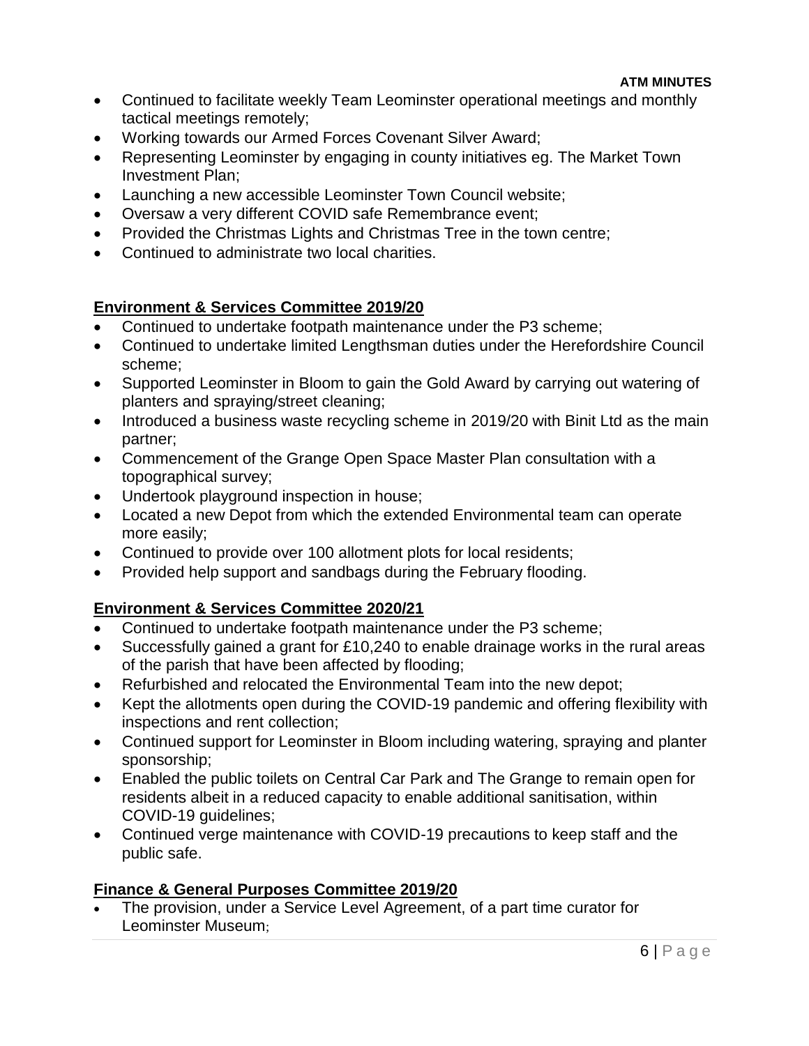- Continued to facilitate weekly Team Leominster operational meetings and monthly tactical meetings remotely;
- Working towards our Armed Forces Covenant Silver Award;
- Representing Leominster by engaging in county initiatives eg. The Market Town Investment Plan;
- Launching a new accessible Leominster Town Council website;
- Oversaw a very different COVID safe Remembrance event;
- Provided the Christmas Lights and Christmas Tree in the town centre;
- Continued to administrate two local charities.

**Environment & Services Committee 2019/20**

- Continued to undertake footpath maintenance under the P3 scheme;
- Continued to undertake limited Lengthsman duties under the Herefordshire Council scheme;
- Supported Leominster in Bloom to gain the Gold Award by carrying out watering of planters and spraying/street cleaning;
- Introduced a business waste recycling scheme in 2019/20 with Binit Ltd as the main partner;
- Commencement of the Grange Open Space Master Plan consultation with a topographical survey;
- Undertook playground inspection in house;
- Located a new Depot from which the extended Environmental team can operate more easily;
- Continued to provide over 100 allotment plots for local residents;
- Provided help support and sandbags during the February flooding.

**Environment & Services Committee 2020/21**

- Continued to undertake footpath maintenance under the P3 scheme;
- Successfully gained a grant for £10,240 to enable drainage works in the rural areas of the parish that have been affected by flooding;
- Refurbished and relocated the Environmental Team into the new depot;
- Kept the allotments open during the COVID-19 pandemic and offering flexibility with inspections and rent collection;
- Continued support for Leominster in Bloom including watering, spraying and planter sponsorship;
- Enabled the public toilets on Central Car Park and The Grange to remain open for residents albeit in a reduced capacity to enable additional sanitisation, within COVID-19 guidelines;
- Continued verge maintenance with COVID-19 precautions to keep staff and the public safe.

**Finance & General Purposes Committee 2019/20**

- The provision, under a Service Level Agreement, of a part time curator for Leominster Museum;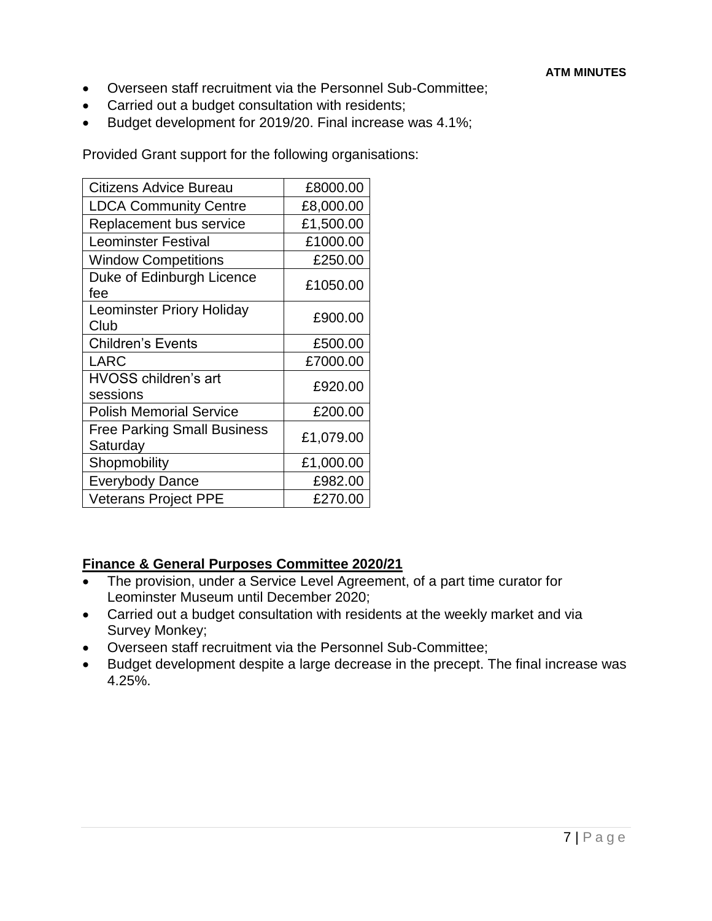- Overseen staff recruitment via the Personnel Sub-Committee;
- Carried out a budget consultation with residents;
- Budget development for 2019/20. Final increase was 4.1%;

Provided Grant support for the following organisations:

| | |
|---|---:|
| Citizens Advice Bureau | £8000.00 |
| LDCA Community Centre | £8,000.00 |
| Replacement bus service | £1,500.00 |
| Leominster Festival | £1000.00 |
| Window Competitions | £250.00 |
| Duke of Edinburgh Licence fee | £1050.00 |
| Leominster Priory Holiday Club | £900.00 |
| Children's Events | £500.00 |
| LARC | £7000.00 |
| HVOSS children's art sessions | £920.00 |
| Polish Memorial Service | £200.00 |
| Free Parking Small Business Saturday | £1,079.00 |
| Shopmobility | £1,000.00 |
| Everybody Dance | £982.00 |
| Veterans Project PPE | £270.00 |

**Finance & General Purposes Committee 2020/21**

- The provision, under a Service Level Agreement, of a part time curator for Leominster Museum until December 2020;
- Carried out a budget consultation with residents at the weekly market and via Survey Monkey;
- Overseen staff recruitment via the Personnel Sub-Committee;
- Budget development despite a large decrease in the precept. The final increase was 4.25%.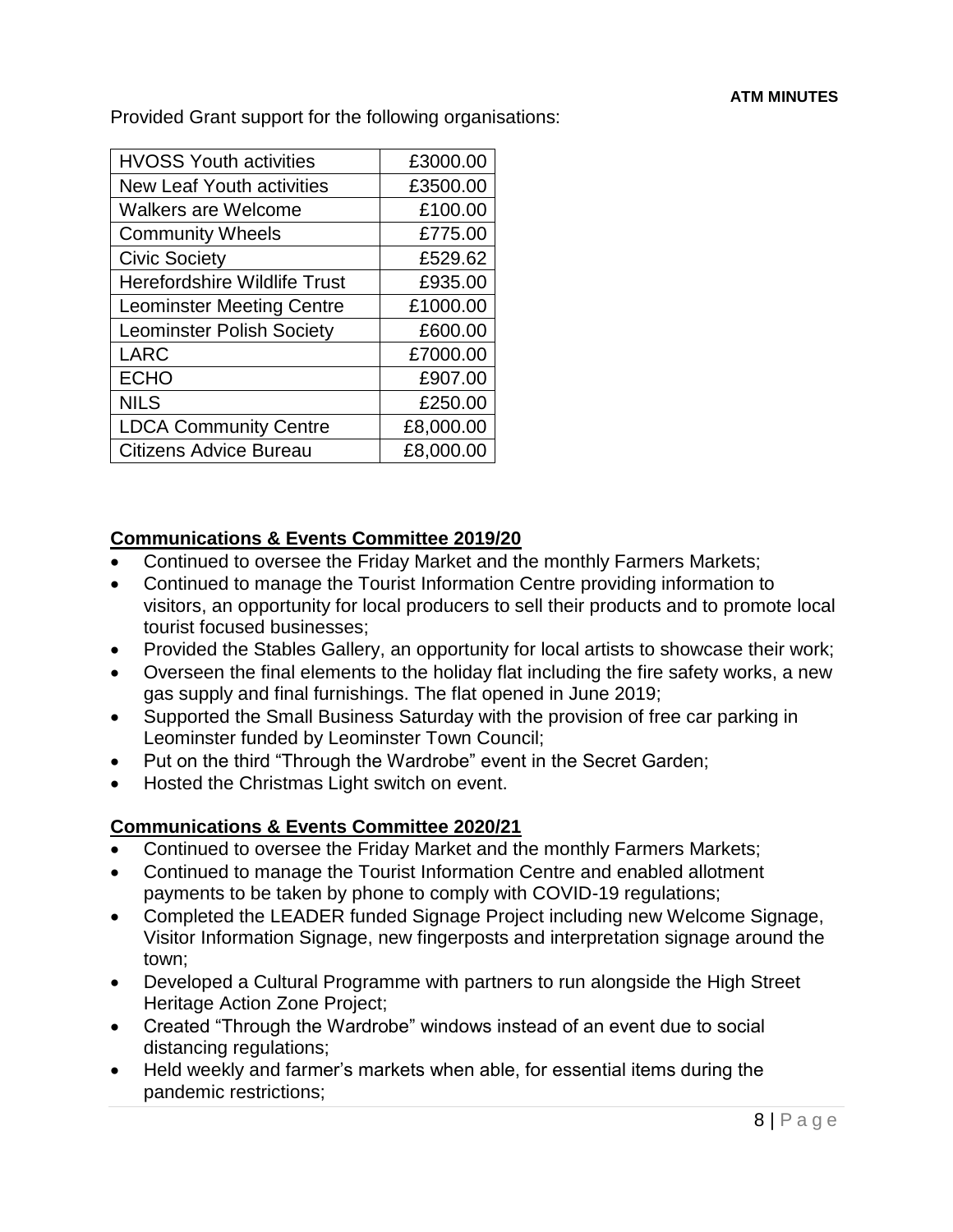Provided Grant support for the following organisations:

| | |
|---|---|
| HVOSS Youth activities | £3000.00 |
| New Leaf Youth activities | £3500.00 |
| Walkers are Welcome | £100.00 |
| Community Wheels | £775.00 |
| Civic Society | £529.62 |
| Herefordshire Wildlife Trust | £935.00 |
| Leominster Meeting Centre | £1000.00 |
| Leominster Polish Society | £600.00 |
| LARC | £7000.00 |
| ECHO | £907.00 |
| NILS | £250.00 |
| LDCA Community Centre | £8,000.00 |
| Citizens Advice Bureau | £8,000.00 |

**Communications & Events Committee 2019/20**

- Continued to oversee the Friday Market and the monthly Farmers Markets;
- Continued to manage the Tourist Information Centre providing information to visitors, an opportunity for local producers to sell their products and to promote local tourist focused businesses;
- Provided the Stables Gallery, an opportunity for local artists to showcase their work;
- Overseen the final elements to the holiday flat including the fire safety works, a new gas supply and final furnishings. The flat opened in June 2019;
- Supported the Small Business Saturday with the provision of free car parking in Leominster funded by Leominster Town Council;
- Put on the third "Through the Wardrobe" event in the Secret Garden;
- Hosted the Christmas Light switch on event.

**Communications & Events Committee 2020/21**

- Continued to oversee the Friday Market and the monthly Farmers Markets;
- Continued to manage the Tourist Information Centre and enabled allotment payments to be taken by phone to comply with COVID-19 regulations;
- Completed the LEADER funded Signage Project including new Welcome Signage, Visitor Information Signage, new fingerposts and interpretation signage around the town;
- Developed a Cultural Programme with partners to run alongside the High Street Heritage Action Zone Project;
- Created "Through the Wardrobe" windows instead of an event due to social distancing regulations;
- Held weekly and farmer's markets when able, for essential items during the pandemic restrictions;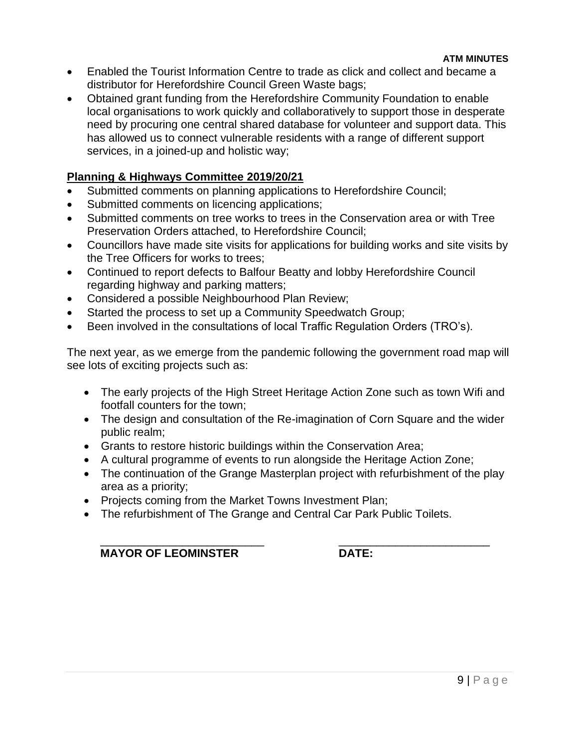- Enabled the Tourist Information Centre to trade as click and collect and became a distributor for Herefordshire Council Green Waste bags;
- Obtained grant funding from the Herefordshire Community Foundation to enable local organisations to work quickly and collaboratively to support those in desperate need by procuring one central shared database for volunteer and support data. This has allowed us to connect vulnerable residents with a range of different support services, in a joined-up and holistic way;

**Planning & Highways Committee 2019/20/21**

- Submitted comments on planning applications to Herefordshire Council;
- Submitted comments on licencing applications;
- Submitted comments on tree works to trees in the Conservation area or with Tree Preservation Orders attached, to Herefordshire Council;
- Councillors have made site visits for applications for building works and site visits by the Tree Officers for works to trees;
- Continued to report defects to Balfour Beatty and lobby Herefordshire Council regarding highway and parking matters;
- Considered a possible Neighbourhood Plan Review;
- Started the process to set up a Community Speedwatch Group;
- Been involved in the consultations of local Traffic Regulation Orders (TRO's).

The next year, as we emerge from the pandemic following the government road map will see lots of exciting projects such as:

- The early projects of the High Street Heritage Action Zone such as town Wifi and footfall counters for the town;
- The design and consultation of the Re-imagination of Corn Square and the wider public realm;
- Grants to restore historic buildings within the Conservation Area;
- A cultural programme of events to run alongside the Heritage Action Zone;
- The continuation of the Grange Masterplan project with refurbishment of the play area as a priority;
- Projects coming from the Market Towns Investment Plan;
- The refurbishment of The Grange and Central Car Park Public Toilets.

______________________________ ______________________________

**MAYOR OF LEOMINSTER** **DATE:**